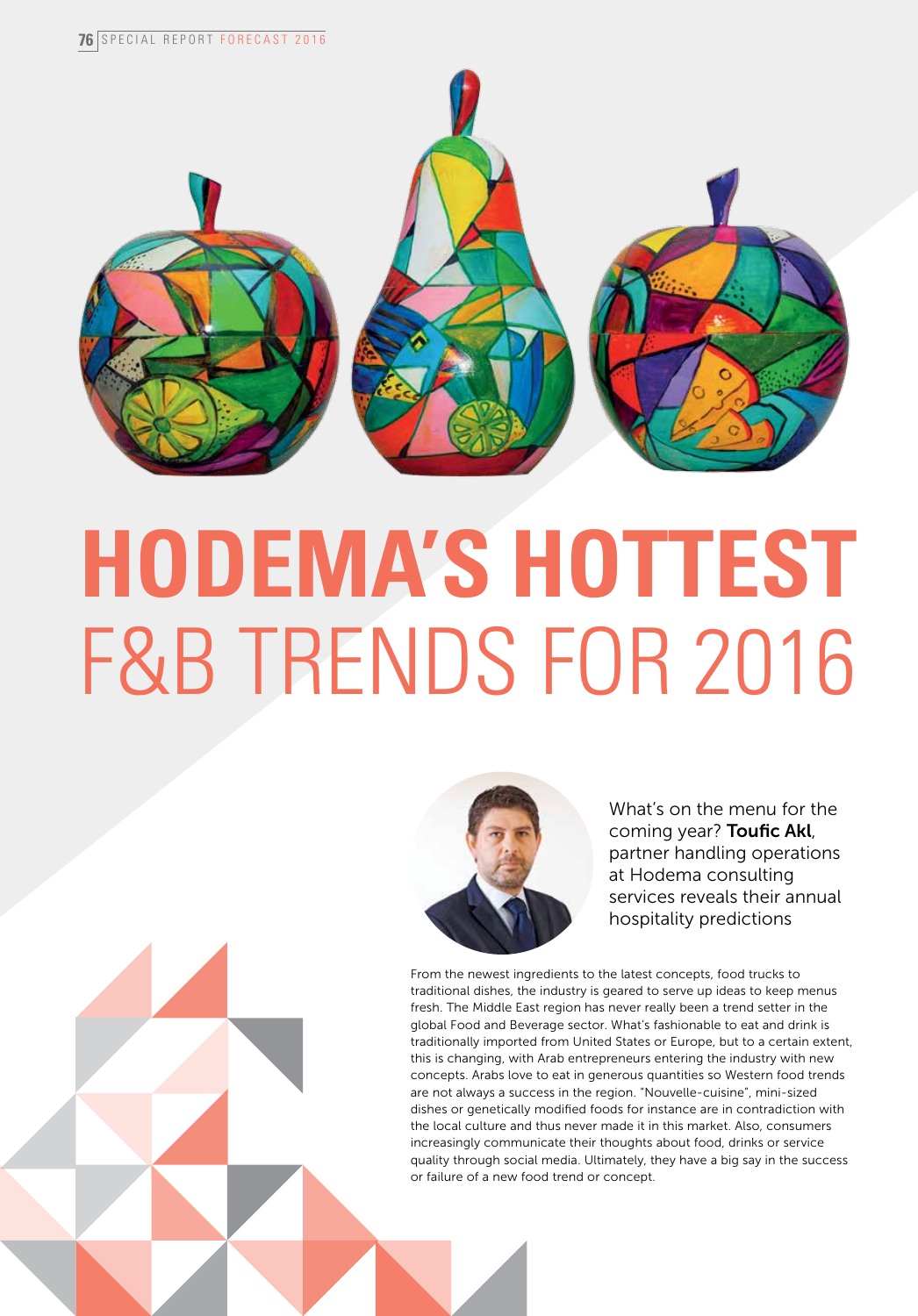# HODEMA'S HOTTEST F&B TRENDS FOR 2016

What's on the menu for the coming year? **Toufic Akl**, partner handling operations at Hodema consulting services reveals their annual hospitality predictions

From the newest ingredients to the latest concepts, food trucks to traditional dishes, the industry is geared to serve up ideas to keep menus fresh. The Middle East region has never really been a trend setter in the global Food and Beverage sector. What's fashionable to eat and drink is traditionally imported from United States or Europe, but to a certain extent, this is changing, with Arab entrepreneurs entering the industry with new concepts. Arabs love to eat in generous quantities so Western food trends are not always a success in the region. "Nouvelle-cuisine", mini-sized dishes or genetically modified foods for instance are in contradiction with the local culture and thus never made it in this market. Also, consumers increasingly communicate their thoughts about food, drinks or service quality through social media. Ultimately, they have a big say in the success or failure of a new food trend or concept.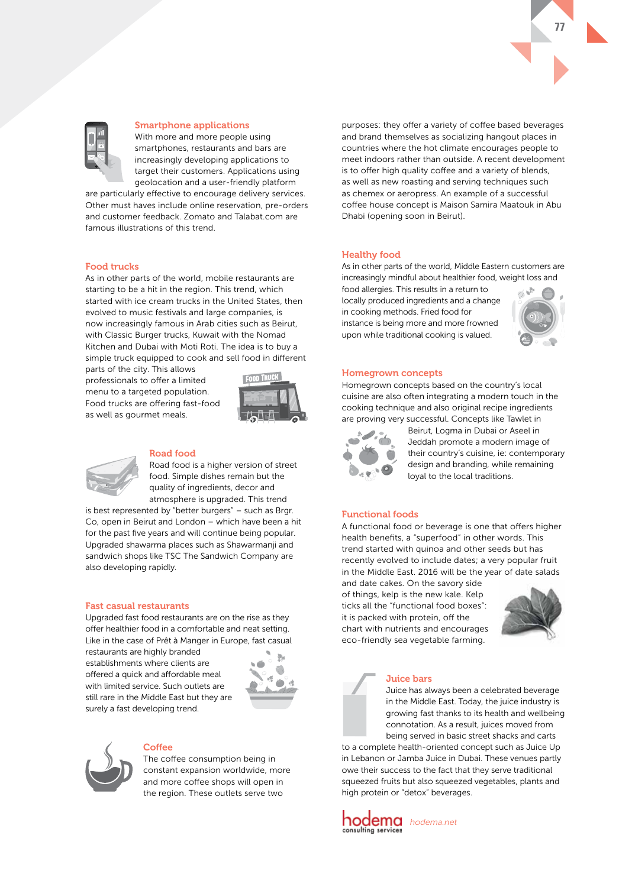## Smartphone applications

With more and more people using smartphones, restaurants and bars are increasingly developing applications to target their customers. Applications using geolocation and a user-friendly platform are particularly effective to encourage delivery services. Other must haves include online reservation, pre-orders and customer feedback. Zomato and Talabat.com are famous illustrations of this trend.

## Food trucks

As in other parts of the world, mobile restaurants are starting to be a hit in the region. This trend, which started with ice cream trucks in the United States, then evolved to music festivals and large companies, is now increasingly famous in Arab cities such as Beirut, with Classic Burger trucks, Kuwait with the Nomad Kitchen and Dubai with Moti Roti. The idea is to buy a simple truck equipped to cook and sell food in different parts of the city. This allows professionals to offer a limited menu to a targeted population. Food trucks are offering fast-food as well as gourmet meals.

## Road food

Road food is a higher version of street food. Simple dishes remain but the quality of ingredients, decor and atmosphere is upgraded. This trend is best represented by "better burgers" – such as Brgr. Co, open in Beirut and London – which have been a hit for the past five years and will continue being popular. Upgraded shawarma places such as Shawarmanji and sandwich shops like TSC The Sandwich Company are also developing rapidly.

## Fast casual restaurants

Upgraded fast food restaurants are on the rise as they offer healthier food in a comfortable and neat setting. Like in the case of Prêt à Manger in Europe, fast casual restaurants are highly branded establishments where clients are offered a quick and affordable meal with limited service. Such outlets are still rare in the Middle East but they are surely a fast developing trend.

## Coffee

The coffee consumption being in constant expansion worldwide, more and more coffee shops will open in the region. These outlets serve two purposes: they offer a variety of coffee based beverages and brand themselves as socializing hangout places in countries where the hot climate encourages people to meet indoors rather than outside. A recent development is to offer high quality coffee and a variety of blends, as well as new roasting and serving techniques such as chemex or aeropress. An example of a successful coffee house concept is Maison Samira Maatouk in Abu Dhabi (opening soon in Beirut).

## Healthy food

As in other parts of the world, Middle Eastern customers are increasingly mindful about healthier food, weight loss and food allergies. This results in a return to locally produced ingredients and a change in cooking methods. Fried food for instance is being more and more frowned upon while traditional cooking is valued.

## Homegrown concepts

Homegrown concepts based on the country's local cuisine are also often integrating a modern touch in the cooking technique and also original recipe ingredients are proving very successful. Concepts like Tawlet in Beirut, Logma in Dubai or Aseel in Jeddah promote a modern image of their country's cuisine, ie: contemporary design and branding, while remaining loyal to the local traditions.

## Functional foods

A functional food or beverage is one that offers higher health benefits, a "superfood" in other words. This trend started with quinoa and other seeds but has recently evolved to include dates; a very popular fruit in the Middle East. 2016 will be the year of date salads and date cakes. On the savory side of things, kelp is the new kale. Kelp ticks all the "functional food boxes": it is packed with protein, off the chart with nutrients and encourages eco-friendly sea vegetable farming.

## Juice bars

Juice has always been a celebrated beverage in the Middle East. Today, the juice industry is growing fast thanks to its health and wellbeing connotation. As a result, juices moved from being served in basic street shacks and carts to a complete health-oriented concept such as Juice Up in Lebanon or Jamba Juice in Dubai. These venues partly owe their success to the fact that they serve traditional squeezed fruits but also squeezed vegetables, plants and high protein or "detox" beverages.